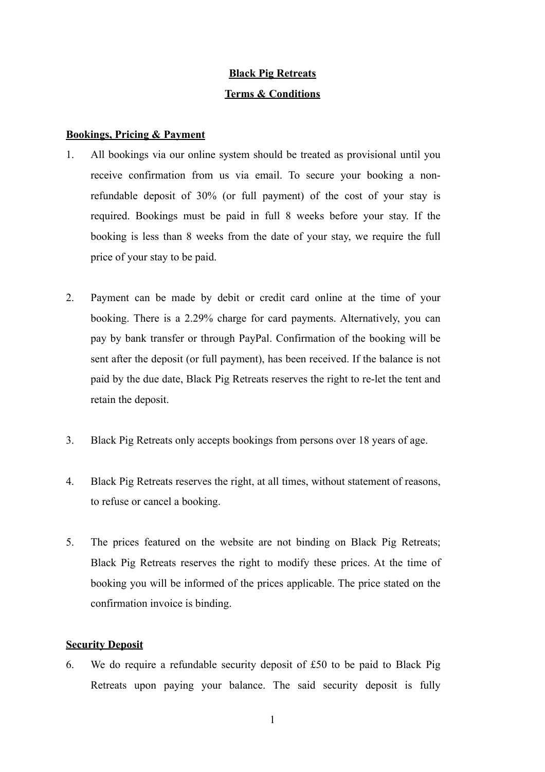**Black Pig Retreats**

**Terms & Conditions**

**Bookings, Pricing & Payment**

1. All bookings via our online system should be treated as provisional until you receive confirmation from us via email. To secure your booking a non-refundable deposit of 30% (or full payment) of the cost of your stay is required. Bookings must be paid in full 8 weeks before your stay. If the booking is less than 8 weeks from the date of your stay, we require the full price of your stay to be paid.

2. Payment can be made by debit or credit card online at the time of your booking. There is a 2.29% charge for card payments. Alternatively, you can pay by bank transfer or through PayPal. Confirmation of the booking will be sent after the deposit (or full payment), has been received. If the balance is not paid by the due date, Black Pig Retreats reserves the right to re-let the tent and retain the deposit.

3. Black Pig Retreats only accepts bookings from persons over 18 years of age.

4. Black Pig Retreats reserves the right, at all times, without statement of reasons, to refuse or cancel a booking.

5. The prices featured on the website are not binding on Black Pig Retreats; Black Pig Retreats reserves the right to modify these prices. At the time of booking you will be informed of the prices applicable. The price stated on the confirmation invoice is binding.

**Security Deposit**

6. We do require a refundable security deposit of £50 to be paid to Black Pig Retreats upon paying your balance. The said security deposit is fully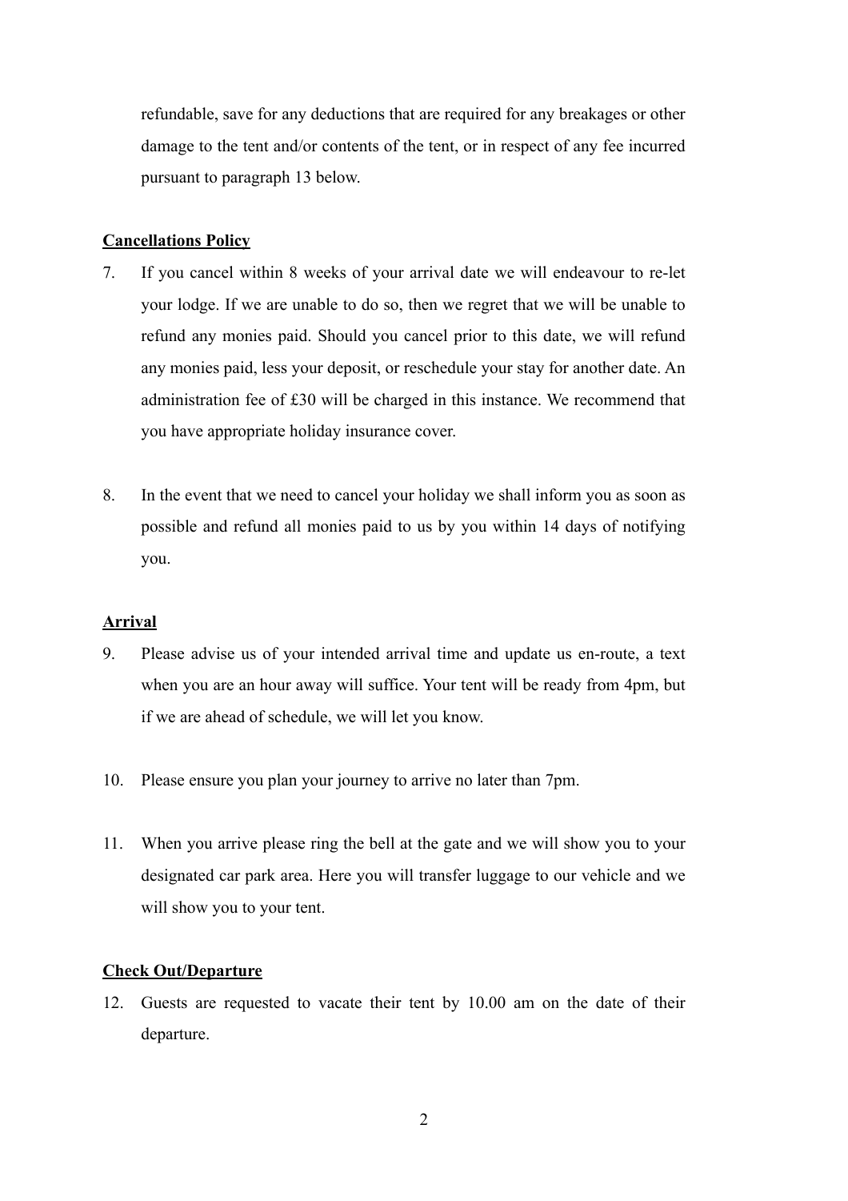refundable, save for any deductions that are required for any breakages or other damage to the tent and/or contents of the tent, or in respect of any fee incurred pursuant to paragraph 13 below.

**Cancellations Policy**

7. If you cancel within 8 weeks of your arrival date we will endeavour to re-let your lodge. If we are unable to do so, then we regret that we will be unable to refund any monies paid. Should you cancel prior to this date, we will refund any monies paid, less your deposit, or reschedule your stay for another date. An administration fee of £30 will be charged in this instance. We recommend that you have appropriate holiday insurance cover.

8. In the event that we need to cancel your holiday we shall inform you as soon as possible and refund all monies paid to us by you within 14 days of notifying you.

**Arrival**

9. Please advise us of your intended arrival time and update us en-route, a text when you are an hour away will suffice. Your tent will be ready from 4pm, but if we are ahead of schedule, we will let you know.

10. Please ensure you plan your journey to arrive no later than 7pm.

11. When you arrive please ring the bell at the gate and we will show you to your designated car park area. Here you will transfer luggage to our vehicle and we will show you to your tent.

**Check Out/Departure**

12. Guests are requested to vacate their tent by 10.00 am on the date of their departure.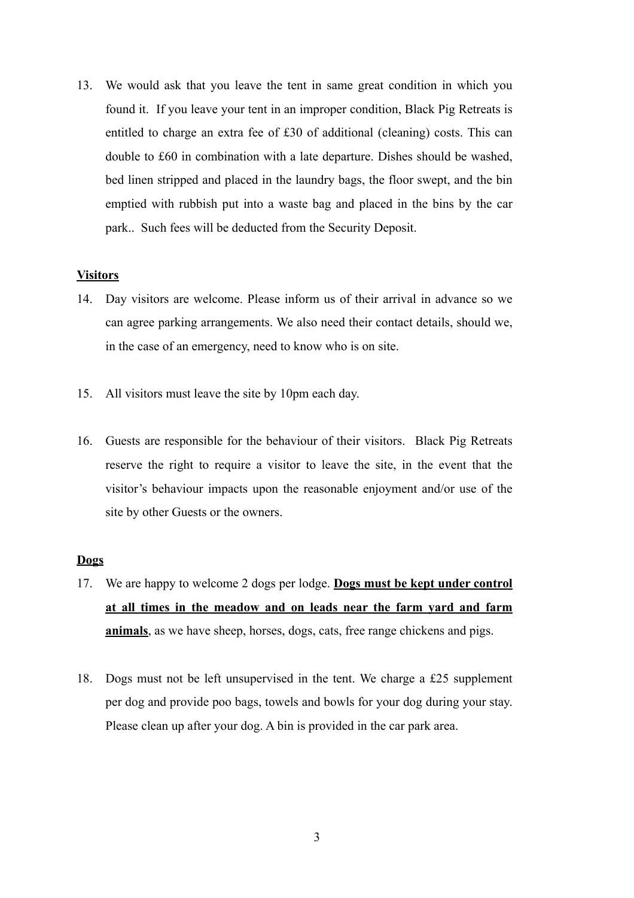13. We would ask that you leave the tent in same great condition in which you found it. If you leave your tent in an improper condition, Black Pig Retreats is entitled to charge an extra fee of £30 of additional (cleaning) costs. This can double to £60 in combination with a late departure. Dishes should be washed, bed linen stripped and placed in the laundry bags, the floor swept, and the bin emptied with rubbish put into a waste bag and placed in the bins by the car park.. Such fees will be deducted from the Security Deposit.

**Visitors**

14. Day visitors are welcome. Please inform us of their arrival in advance so we can agree parking arrangements. We also need their contact details, should we, in the case of an emergency, need to know who is on site.

15. All visitors must leave the site by 10pm each day.

16. Guests are responsible for the behaviour of their visitors. Black Pig Retreats reserve the right to require a visitor to leave the site, in the event that the visitor's behaviour impacts upon the reasonable enjoyment and/or use of the site by other Guests or the owners.

**Dogs**

17. We are happy to welcome 2 dogs per lodge. **Dogs must be kept under control at all times in the meadow and on leads near the farm yard and farm animals**, as we have sheep, horses, dogs, cats, free range chickens and pigs.

18. Dogs must not be left unsupervised in the tent. We charge a £25 supplement per dog and provide poo bags, towels and bowls for your dog during your stay. Please clean up after your dog. A bin is provided in the car park area.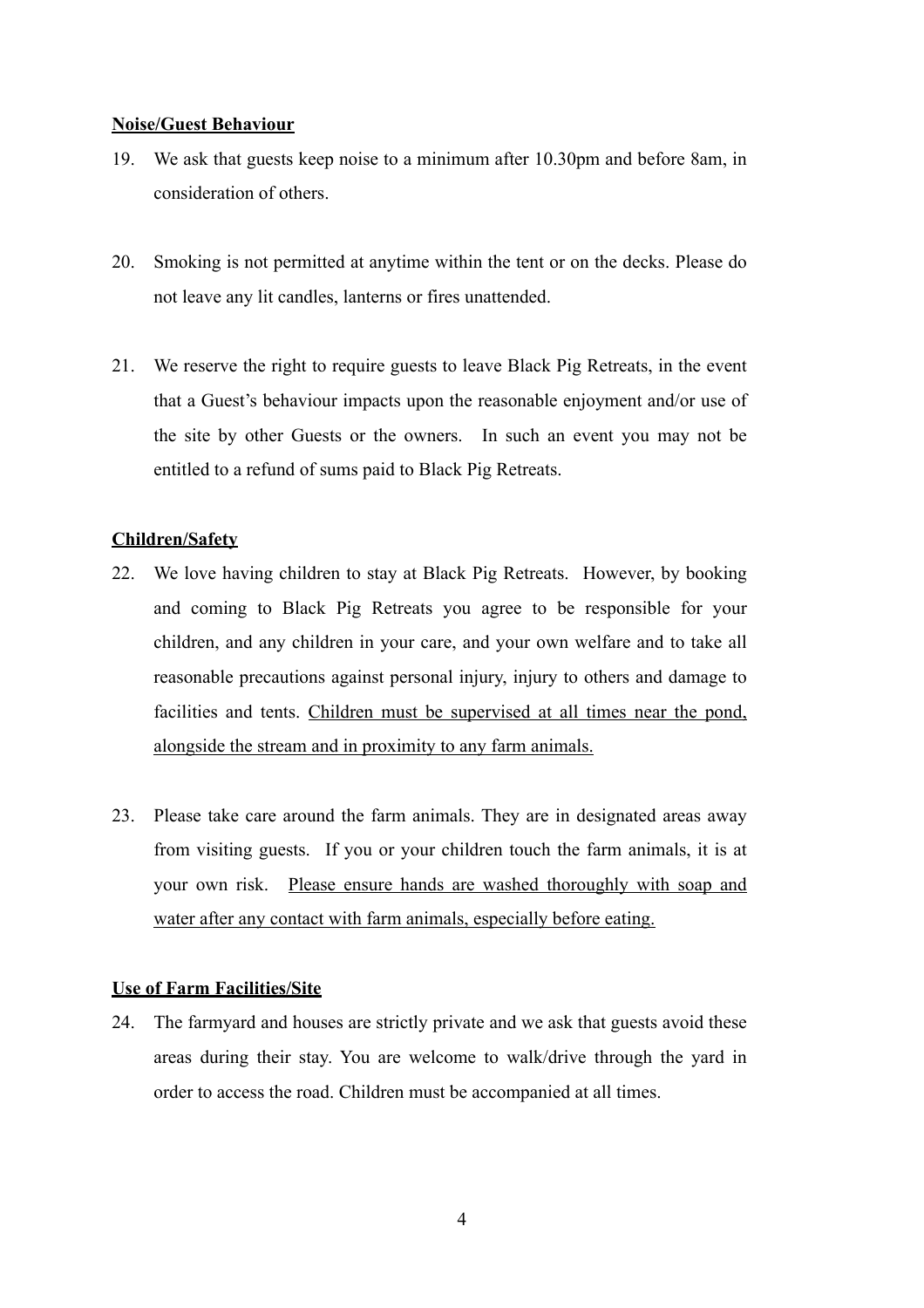**Noise/Guest Behaviour**

19. We ask that guests keep noise to a minimum after 10.30pm and before 8am, in consideration of others.

20. Smoking is not permitted at anytime within the tent or on the decks. Please do not leave any lit candles, lanterns or fires unattended.

21. We reserve the right to require guests to leave Black Pig Retreats, in the event that a Guest's behaviour impacts upon the reasonable enjoyment and/or use of the site by other Guests or the owners. In such an event you may not be entitled to a refund of sums paid to Black Pig Retreats.

**Children/Safety**

22. We love having children to stay at Black Pig Retreats. However, by booking and coming to Black Pig Retreats you agree to be responsible for your children, and any children in your care, and your own welfare and to take all reasonable precautions against personal injury, injury to others and damage to facilities and tents. <u>Children must be supervised at all times near the pond, alongside the stream and in proximity to any farm animals.</u>

23. Please take care around the farm animals. They are in designated areas away from visiting guests. If you or your children touch the farm animals, it is at your own risk. <u>Please ensure hands are washed thoroughly with soap and water after any contact with farm animals, especially before eating.</u>

**Use of Farm Facilities/Site**

24. The farmyard and houses are strictly private and we ask that guests avoid these areas during their stay. You are welcome to walk/drive through the yard in order to access the road. Children must be accompanied at all times.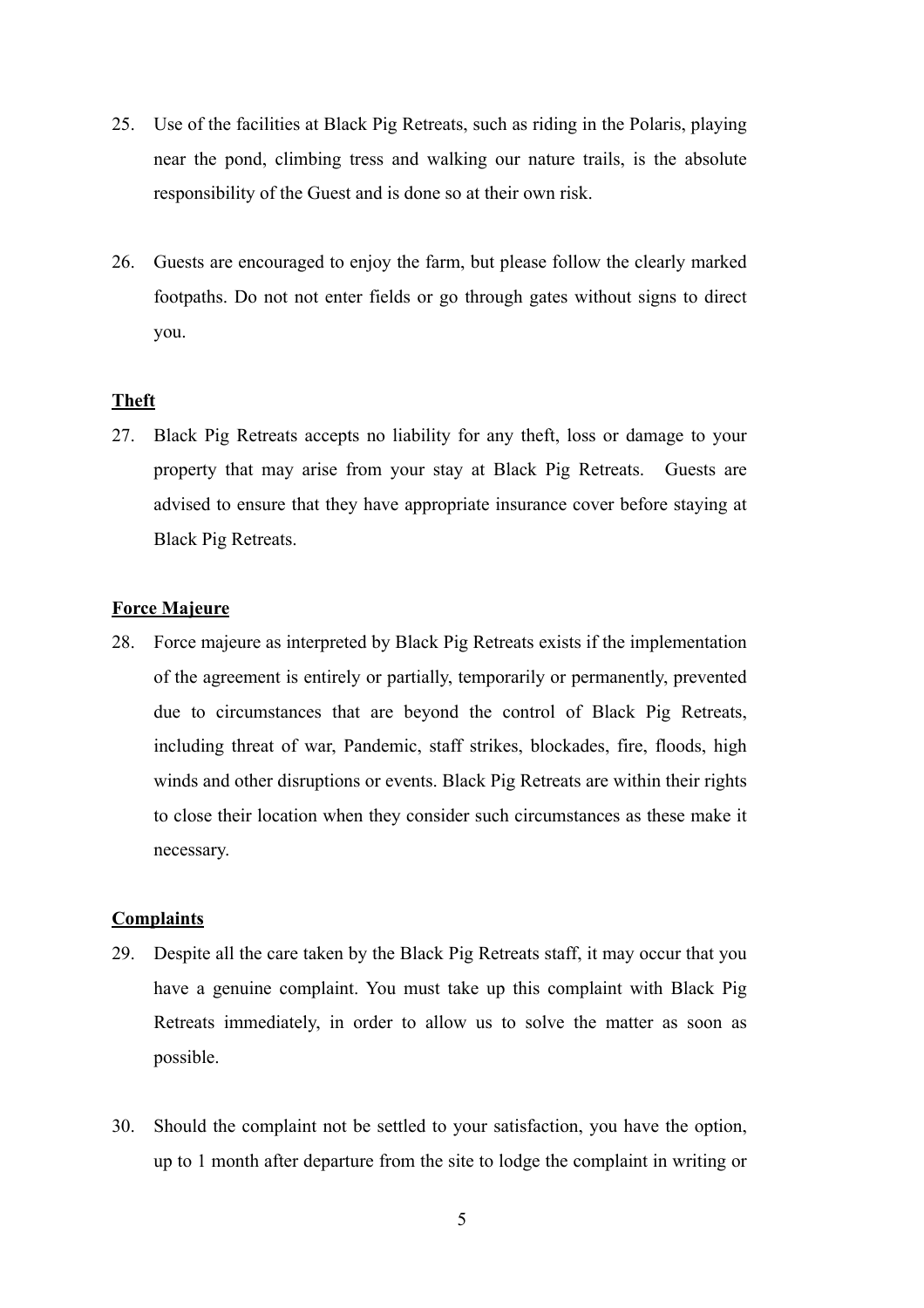25. Use of the facilities at Black Pig Retreats, such as riding in the Polaris, playing near the pond, climbing tress and walking our nature trails, is the absolute responsibility of the Guest and is done so at their own risk.

26. Guests are encouraged to enjoy the farm, but please follow the clearly marked footpaths. Do not not enter fields or go through gates without signs to direct you.

**Theft**

27. Black Pig Retreats accepts no liability for any theft, loss or damage to your property that may arise from your stay at Black Pig Retreats. Guests are advised to ensure that they have appropriate insurance cover before staying at Black Pig Retreats.

**Force Majeure**

28. Force majeure as interpreted by Black Pig Retreats exists if the implementation of the agreement is entirely or partially, temporarily or permanently, prevented due to circumstances that are beyond the control of Black Pig Retreats, including threat of war, Pandemic, staff strikes, blockades, fire, floods, high winds and other disruptions or events. Black Pig Retreats are within their rights to close their location when they consider such circumstances as these make it necessary.

**Complaints**

29. Despite all the care taken by the Black Pig Retreats staff, it may occur that you have a genuine complaint. You must take up this complaint with Black Pig Retreats immediately, in order to allow us to solve the matter as soon as possible.

30. Should the complaint not be settled to your satisfaction, you have the option, up to 1 month after departure from the site to lodge the complaint in writing or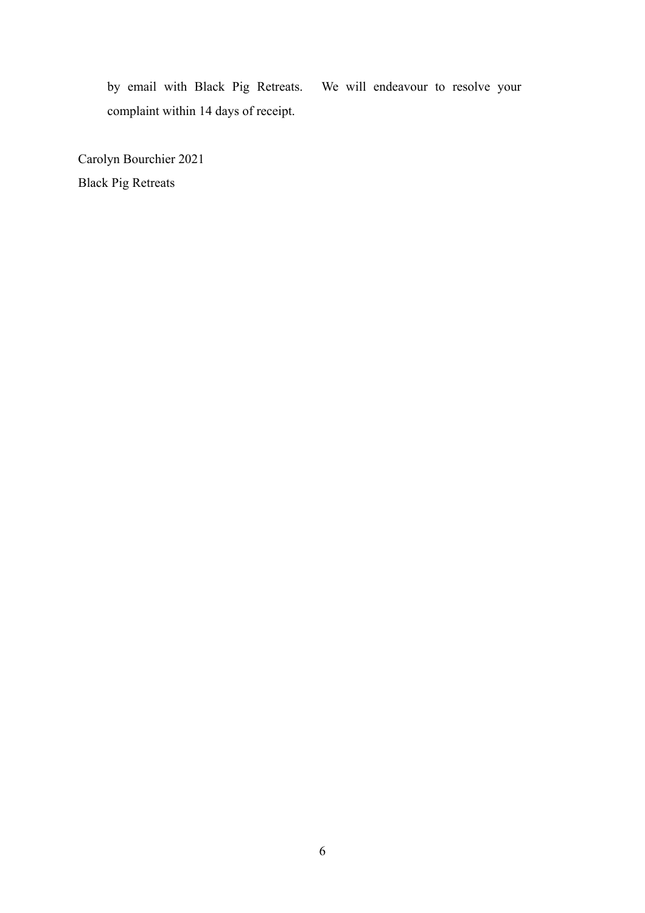by email with Black Pig Retreats. We will endeavour to resolve your complaint within 14 days of receipt.

Carolyn Bourchier 2021
Black Pig Retreats